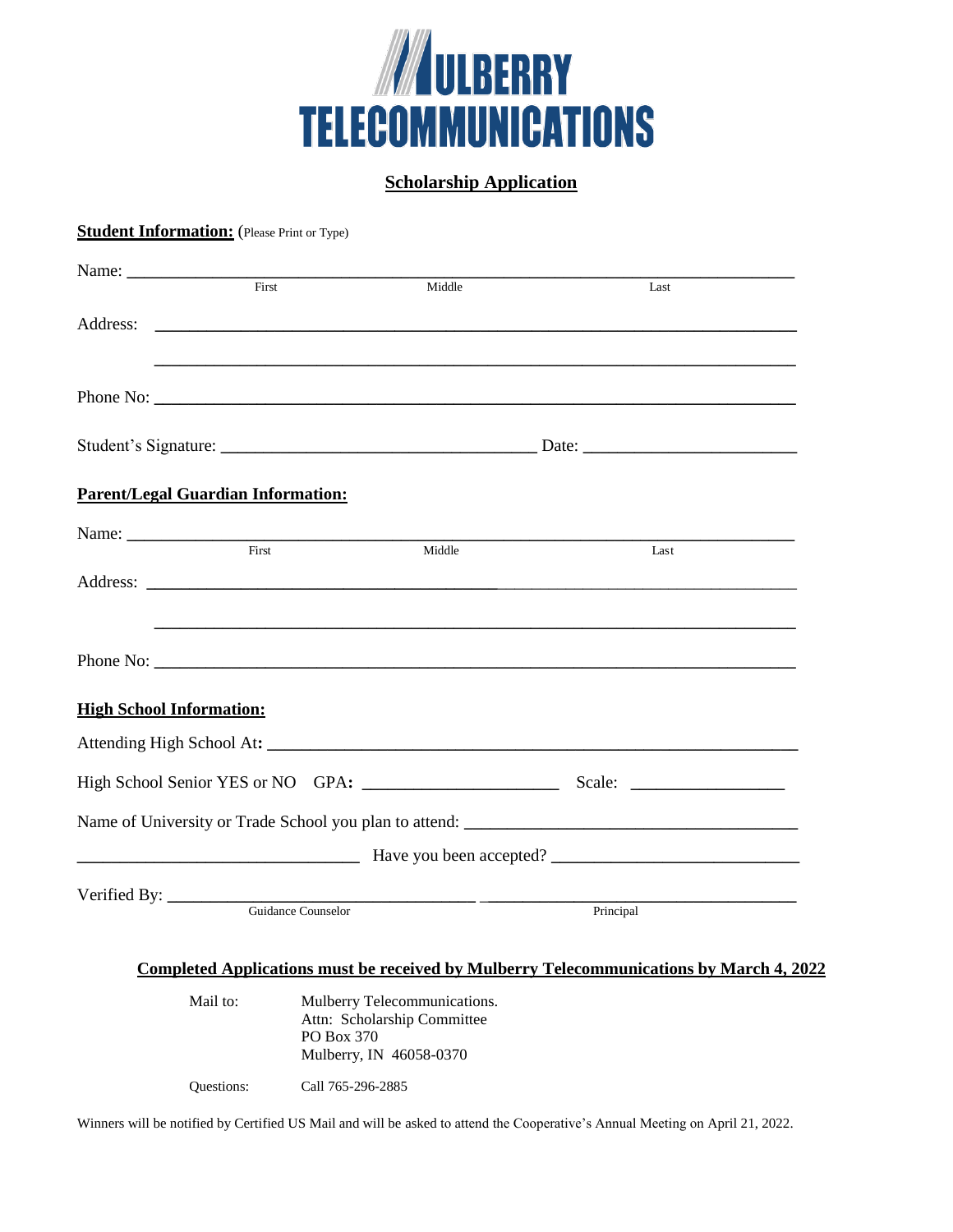# MULBERRY TELECOMMUNICATIONS

## Scholarship Application

**Student Information:** (Please Print or Type)

Name: ______________________________________________________________________
First Middle Last

Address: ____________________________________________________________________

____________________________________________________________________

Phone No: ___________________________________________________________________

Student's Signature: ___________________________________ Date: _______________________

**Parent/Legal Guardian Information:**

Name: ______________________________________________________________________
First Middle Last

Address: ____________________________________________________________________

____________________________________________________________________

Phone No: ___________________________________________________________________

**High School Information:**

Attending High School At: ______________________________________________________

High School Senior YES or NO GPA: _____________________ Scale: ________________

Name of University or Trade School you plan to attend: ____________________________________

______________________________ Have you been accepted? ___________________________

Verified By: _________________________________ _________________________________
Guidance Counselor Principal

**Completed Applications must be received by Mulberry Telecommunications by March 4, 2022**

Mail to: Mulberry Telecommunications.
Attn: Scholarship Committee
PO Box 370
Mulberry, IN 46058-0370

Questions: Call 765-296-2885

Winners will be notified by Certified US Mail and will be asked to attend the Cooperative's Annual Meeting on April 21, 2022.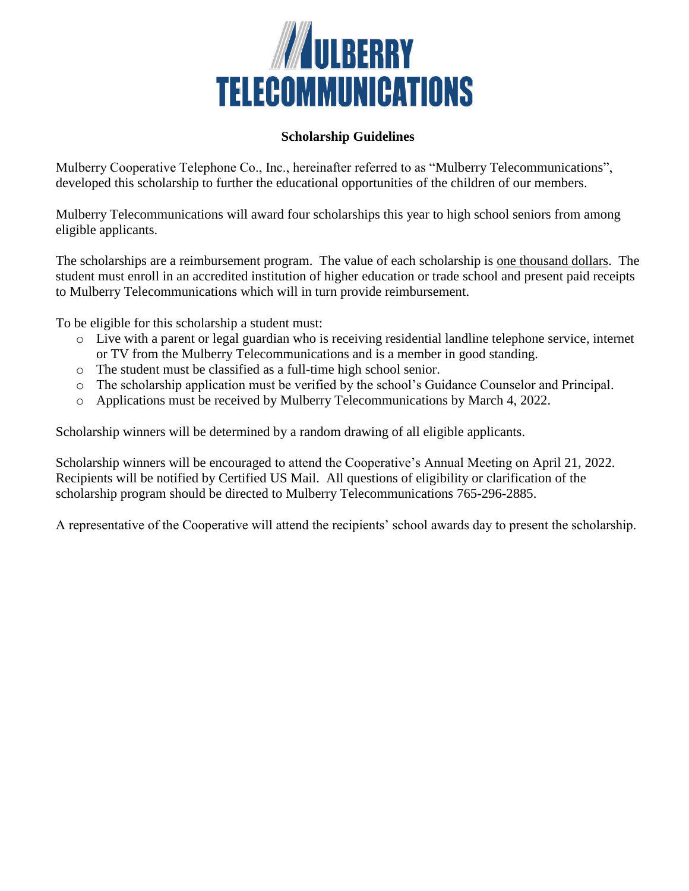# MULBERRY TELECOMMUNICATIONS

**Scholarship Guidelines**

Mulberry Cooperative Telephone Co., Inc., hereinafter referred to as "Mulberry Telecommunications", developed this scholarship to further the educational opportunities of the children of our members.

Mulberry Telecommunications will award four scholarships this year to high school seniors from among eligible applicants.

The scholarships are a reimbursement program. The value of each scholarship is <u>one thousand dollars</u>. The student must enroll in an accredited institution of higher education or trade school and present paid receipts to Mulberry Telecommunications which will in turn provide reimbursement.

To be eligible for this scholarship a student must:

- Live with a parent or legal guardian who is receiving residential landline telephone service, internet or TV from the Mulberry Telecommunications and is a member in good standing.
- The student must be classified as a full-time high school senior.
- The scholarship application must be verified by the school's Guidance Counselor and Principal.
- Applications must be received by Mulberry Telecommunications by March 4, 2022.

Scholarship winners will be determined by a random drawing of all eligible applicants.

Scholarship winners will be encouraged to attend the Cooperative's Annual Meeting on April 21, 2022. Recipients will be notified by Certified US Mail. All questions of eligibility or clarification of the scholarship program should be directed to Mulberry Telecommunications 765-296-2885.

A representative of the Cooperative will attend the recipients' school awards day to present the scholarship.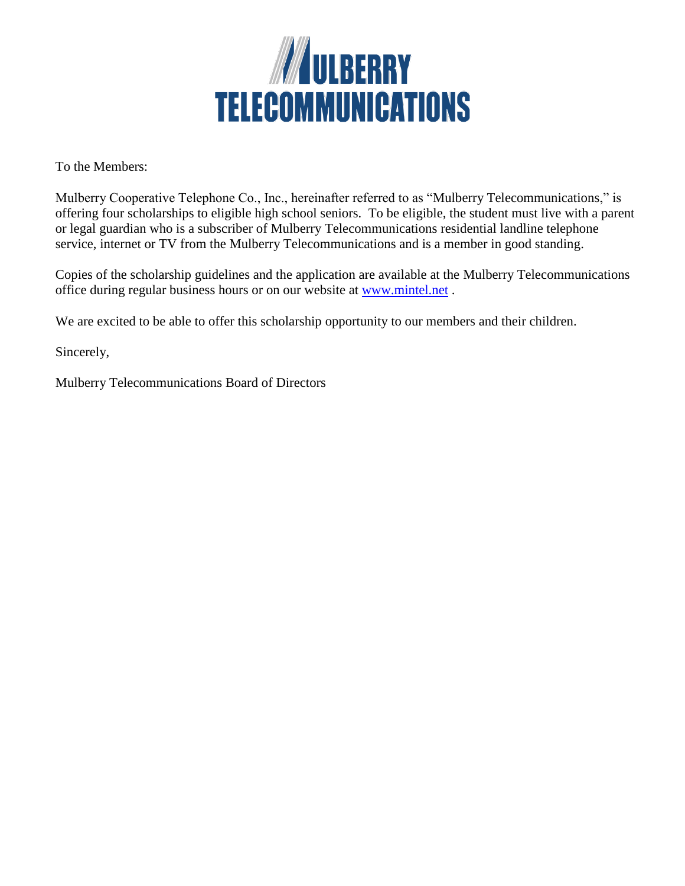# MULBERRY TELECOMMUNICATIONS

To the Members:

Mulberry Cooperative Telephone Co., Inc., hereinafter referred to as "Mulberry Telecommunications," is offering four scholarships to eligible high school seniors. To be eligible, the student must live with a parent or legal guardian who is a subscriber of Mulberry Telecommunications residential landline telephone service, internet or TV from the Mulberry Telecommunications and is a member in good standing.

Copies of the scholarship guidelines and the application are available at the Mulberry Telecommunications office during regular business hours or on our website at www.mintel.net .

We are excited to be able to offer this scholarship opportunity to our members and their children.

Sincerely,

Mulberry Telecommunications Board of Directors